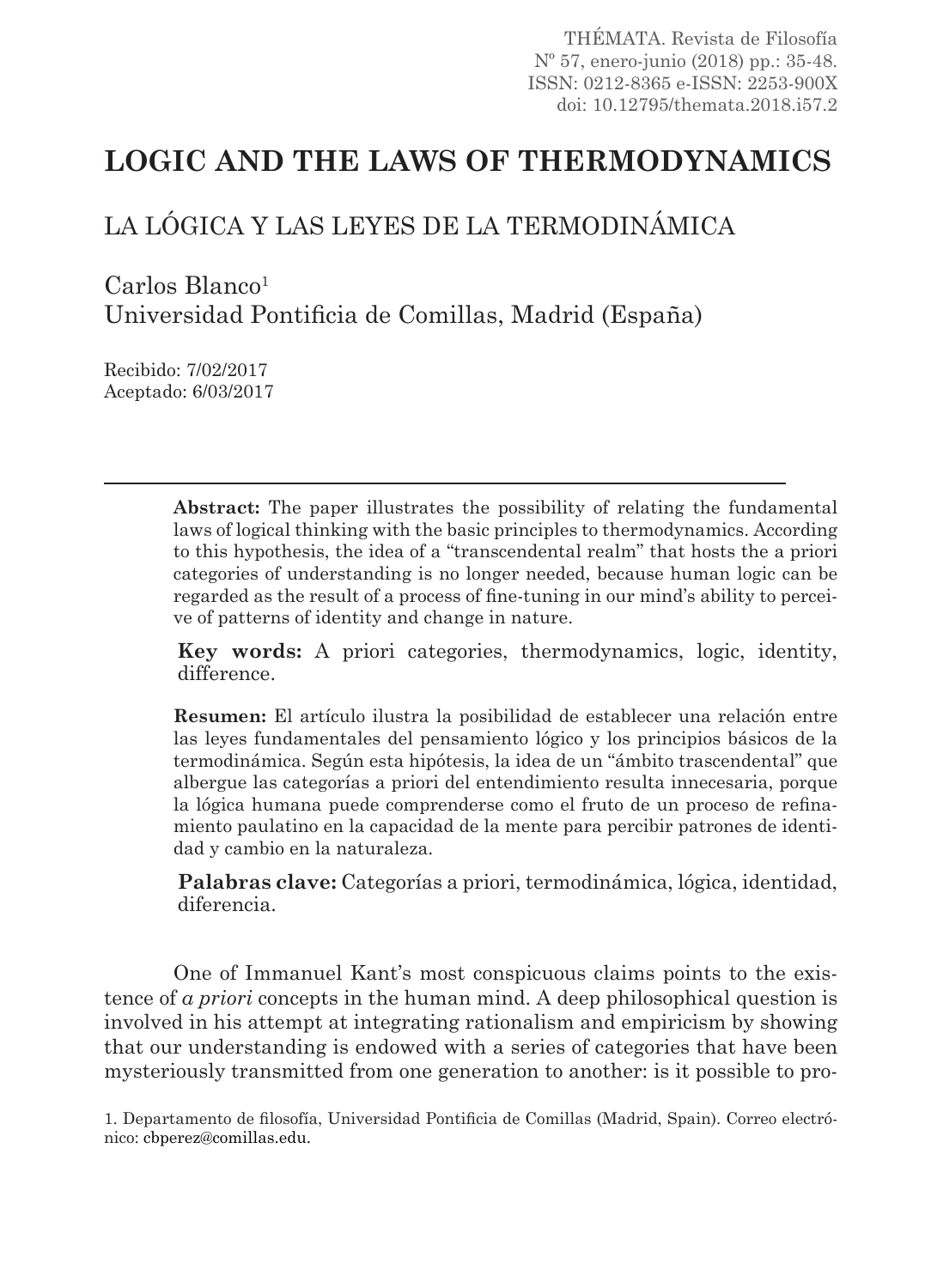# LOGIC AND THE LAWS OF THERMODYNAMICS

## LA LÓGICA Y LAS LEYES DE LA TERMODINÁMICA

Carlos Blanco[1]
Universidad Pontificia de Comillas, Madrid (España)

Recibido: 7/02/2017
Aceptado: 6/03/2017

---

**Abstract:** The paper illustrates the possibility of relating the fundamental laws of logical thinking with the basic principles to thermodynamics. According to this hypothesis, the idea of a "transcendental realm" that hosts the a priori categories of understanding is no longer needed, because human logic can be regarded as the result of a process of fine-tuning in our mind's ability to perceive of patterns of identity and change in nature.

**Key words:** A priori categories, thermodynamics, logic, identity, difference.

**Resumen:** El artículo ilustra la posibilidad de establecer una relación entre las leyes fundamentales del pensamiento lógico y los principios básicos de la termodinámica. Según esta hipótesis, la idea de un "ámbito trascendental" que albergue las categorías a priori del entendimiento resulta innecesaria, porque la lógica humana puede comprenderse como el fruto de un proceso de refinamiento paulatino en la capacidad de la mente para percibir patrones de identidad y cambio en la naturaleza.

**Palabras clave:** Categorías a priori, termodinámica, lógica, identidad, diferencia.

One of Immanuel Kant's most conspicuous claims points to the existence of *a priori* concepts in the human mind. A deep philosophical question is involved in his attempt at integrating rationalism and empiricism by showing that our understanding is endowed with a series of categories that have been mysteriously transmitted from one generation to another: is it possible to pro-

1. Departamento de filosofía, Universidad Pontificia de Comillas (Madrid, Spain). Correo electrónico: cbperez@comillas.edu.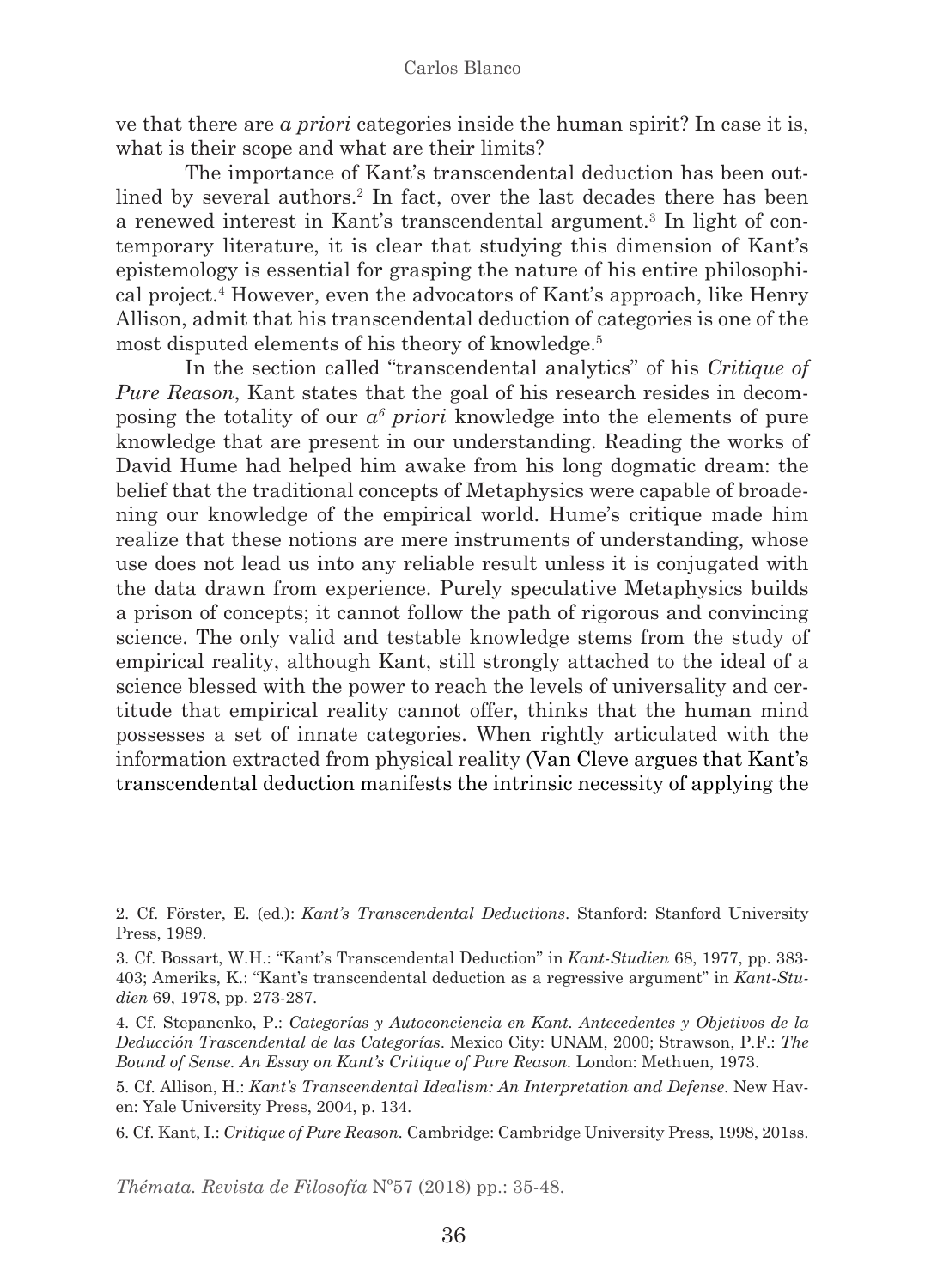ve that there are *a priori* categories inside the human spirit? In case it is, what is their scope and what are their limits?

The importance of Kant's transcendental deduction has been outlined by several authors.[2] In fact, over the last decades there has been a renewed interest in Kant's transcendental argument.[3] In light of contemporary literature, it is clear that studying this dimension of Kant's epistemology is essential for grasping the nature of his entire philosophical project.[4] However, even the advocators of Kant's approach, like Henry Allison, admit that his transcendental deduction of categories is one of the most disputed elements of his theory of knowledge.[5]

In the section called "transcendental analytics" of his *Critique of Pure Reason*, Kant states that the goal of his research resides in decomposing the totality of our *a*[6] *priori* knowledge into the elements of pure knowledge that are present in our understanding. Reading the works of David Hume had helped him awake from his long dogmatic dream: the belief that the traditional concepts of Metaphysics were capable of broadening our knowledge of the empirical world. Hume's critique made him realize that these notions are mere instruments of understanding, whose use does not lead us into any reliable result unless it is conjugated with the data drawn from experience. Purely speculative Metaphysics builds a prison of concepts; it cannot follow the path of rigorous and convincing science. The only valid and testable knowledge stems from the study of empirical reality, although Kant, still strongly attached to the ideal of a science blessed with the power to reach the levels of universality and certitude that empirical reality cannot offer, thinks that the human mind possesses a set of innate categories. When rightly articulated with the information extracted from physical reality (Van Cleve argues that Kant's transcendental deduction manifests the intrinsic necessity of applying the

---

2. Cf. Förster, E. (ed.): *Kant's Transcendental Deductions*. Stanford: Stanford University Press, 1989.

3. Cf. Bossart, W.H.: "Kant's Transcendental Deduction" in *Kant-Studien* 68, 1977, pp. 383-403; Ameriks, K.: "Kant's transcendental deduction as a regressive argument" in *Kant-Studien* 69, 1978, pp. 273-287.

4. Cf. Stepanenko, P.: *Categorías y Autoconciencia en Kant. Antecedentes y Objetivos de la Deducción Trascendental de las Categorías*. Mexico City: UNAM, 2000; Strawson, P.F.: *The Bound of Sense. An Essay on Kant's Critique of Pure Reason.* London: Methuen, 1973.

5. Cf. Allison, H.: *Kant's Transcendental Idealism: An Interpretation and Defense.* New Haven: Yale University Press, 2004, p. 134.

6. Cf. Kant, I.: *Critique of Pure Reason.* Cambridge: Cambridge University Press, 1998, 201ss.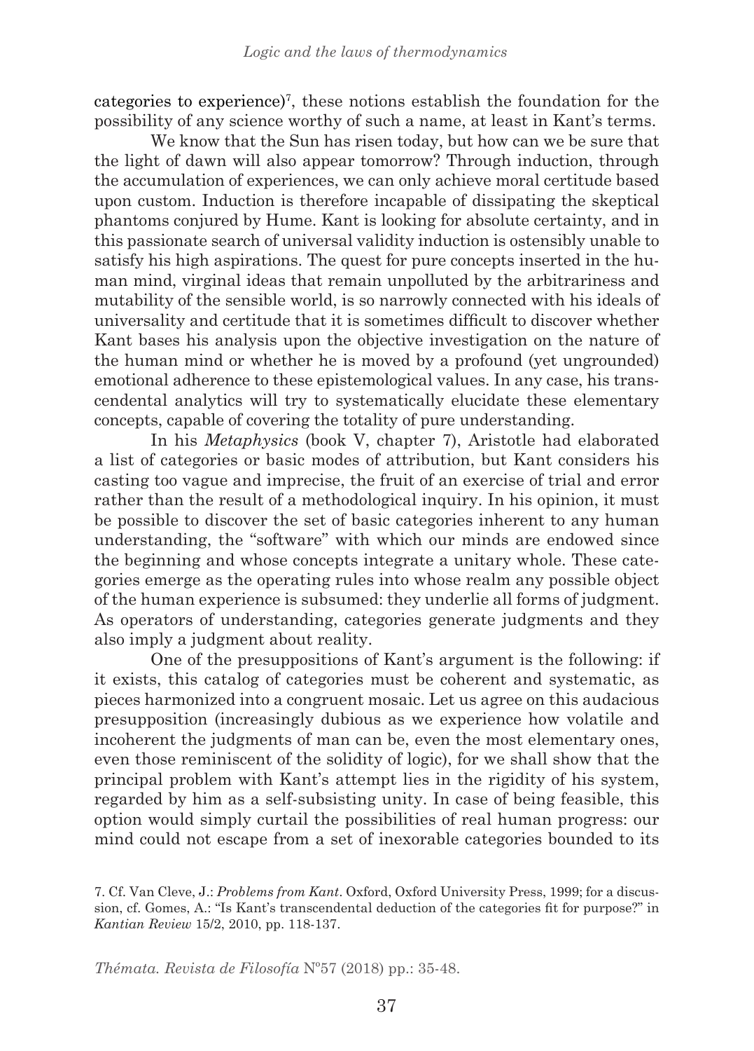categories to experience)[7], these notions establish the foundation for the possibility of any science worthy of such a name, at least in Kant's terms.

We know that the Sun has risen today, but how can we be sure that the light of dawn will also appear tomorrow? Through induction, through the accumulation of experiences, we can only achieve moral certitude based upon custom. Induction is therefore incapable of dissipating the skeptical phantoms conjured by Hume. Kant is looking for absolute certainty, and in this passionate search of universal validity induction is ostensibly unable to satisfy his high aspirations. The quest for pure concepts inserted in the human mind, virginal ideas that remain unpolluted by the arbitrariness and mutability of the sensible world, is so narrowly connected with his ideals of universality and certitude that it is sometimes difficult to discover whether Kant bases his analysis upon the objective investigation on the nature of the human mind or whether he is moved by a profound (yet ungrounded) emotional adherence to these epistemological values. In any case, his transcendental analytics will try to systematically elucidate these elementary concepts, capable of covering the totality of pure understanding.

In his *Metaphysics* (book V, chapter 7), Aristotle had elaborated a list of categories or basic modes of attribution, but Kant considers his casting too vague and imprecise, the fruit of an exercise of trial and error rather than the result of a methodological inquiry. In his opinion, it must be possible to discover the set of basic categories inherent to any human understanding, the "software" with which our minds are endowed since the beginning and whose concepts integrate a unitary whole. These categories emerge as the operating rules into whose realm any possible object of the human experience is subsumed: they underlie all forms of judgment. As operators of understanding, categories generate judgments and they also imply a judgment about reality.

One of the presuppositions of Kant's argument is the following: if it exists, this catalog of categories must be coherent and systematic, as pieces harmonized into a congruent mosaic. Let us agree on this audacious presupposition (increasingly dubious as we experience how volatile and incoherent the judgments of man can be, even the most elementary ones, even those reminiscent of the solidity of logic), for we shall show that the principal problem with Kant's attempt lies in the rigidity of his system, regarded by him as a self-subsisting unity. In case of being feasible, this option would simply curtail the possibilities of real human progress: our mind could not escape from a set of inexorable categories bounded to its

7. Cf. Van Cleve, J.: *Problems from Kant*. Oxford, Oxford University Press, 1999; for a discussion, cf. Gomes, A.: "Is Kant's transcendental deduction of the categories fit for purpose?" in *Kantian Review* 15/2, 2010, pp. 118-137.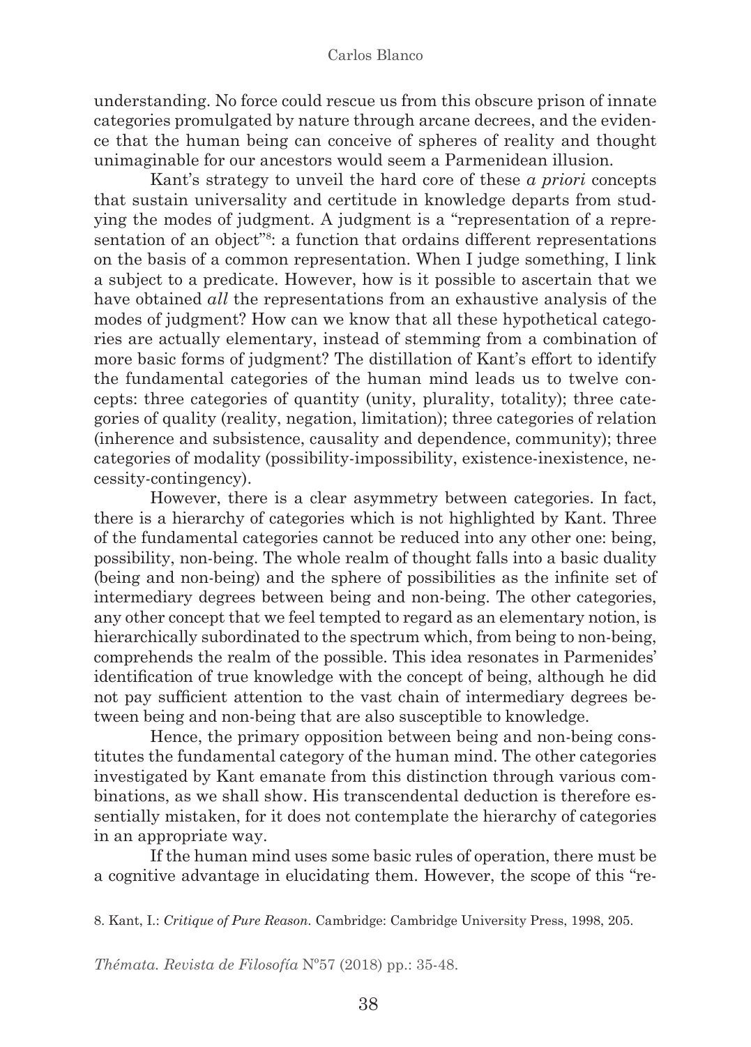understanding. No force could rescue us from this obscure prison of innate categories promulgated by nature through arcane decrees, and the evidence that the human being can conceive of spheres of reality and thought unimaginable for our ancestors would seem a Parmenidean illusion.

Kant's strategy to unveil the hard core of these *a priori* concepts that sustain universality and certitude in knowledge departs from studying the modes of judgment. A judgment is a "representation of a representation of an object"[8]: a function that ordains different representations on the basis of a common representation. When I judge something, I link a subject to a predicate. However, how is it possible to ascertain that we have obtained *all* the representations from an exhaustive analysis of the modes of judgment? How can we know that all these hypothetical categories are actually elementary, instead of stemming from a combination of more basic forms of judgment? The distillation of Kant's effort to identify the fundamental categories of the human mind leads us to twelve concepts: three categories of quantity (unity, plurality, totality); three categories of quality (reality, negation, limitation); three categories of relation (inherence and subsistence, causality and dependence, community); three categories of modality (possibility-impossibility, existence-inexistence, necessity-contingency).

However, there is a clear asymmetry between categories. In fact, there is a hierarchy of categories which is not highlighted by Kant. Three of the fundamental categories cannot be reduced into any other one: being, possibility, non-being. The whole realm of thought falls into a basic duality (being and non-being) and the sphere of possibilities as the infinite set of intermediary degrees between being and non-being. The other categories, any other concept that we feel tempted to regard as an elementary notion, is hierarchically subordinated to the spectrum which, from being to non-being, comprehends the realm of the possible. This idea resonates in Parmenides' identification of true knowledge with the concept of being, although he did not pay sufficient attention to the vast chain of intermediary degrees between being and non-being that are also susceptible to knowledge.

Hence, the primary opposition between being and non-being constitutes the fundamental category of the human mind. The other categories investigated by Kant emanate from this distinction through various combinations, as we shall show. His transcendental deduction is therefore essentially mistaken, for it does not contemplate the hierarchy of categories in an appropriate way.

If the human mind uses some basic rules of operation, there must be a cognitive advantage in elucidating them. However, the scope of this "re-

8. Kant, I.: *Critique of Pure Reason*. Cambridge: Cambridge University Press, 1998, 205.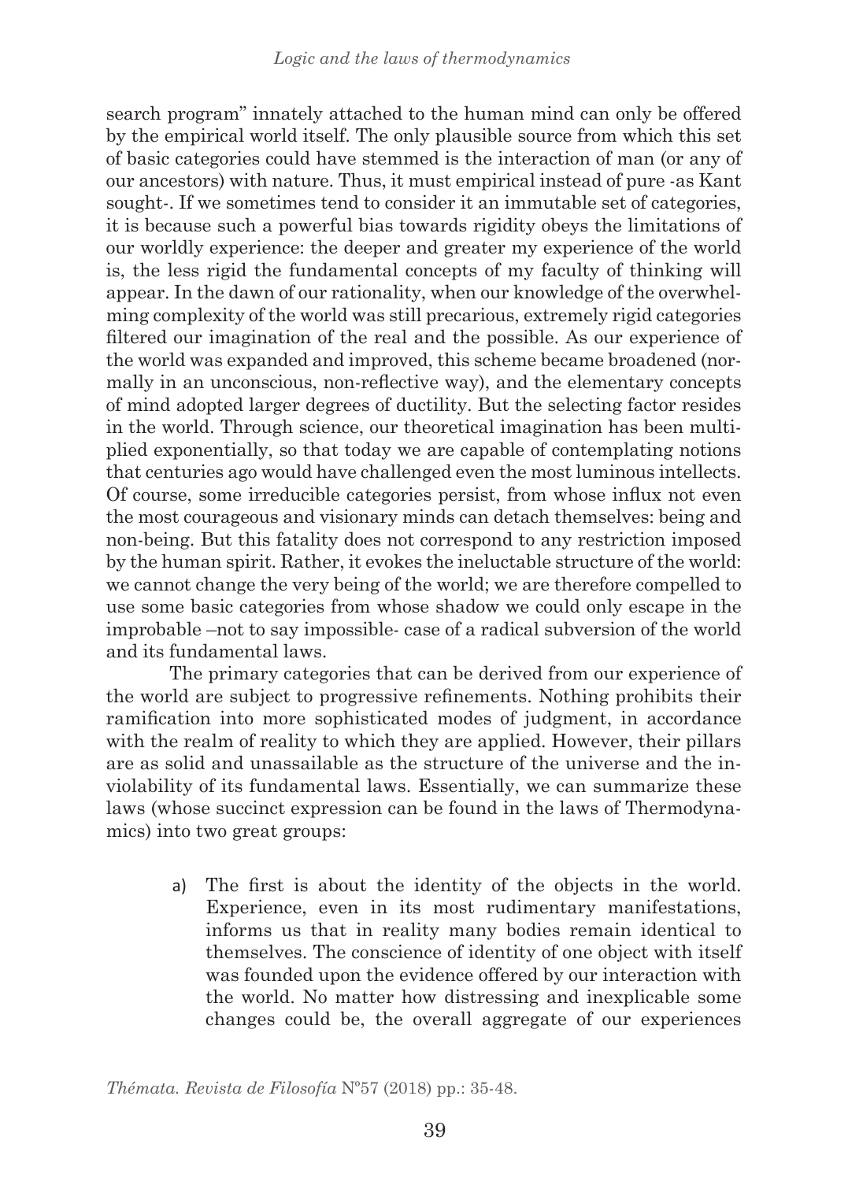search program" innately attached to the human mind can only be offered by the empirical world itself. The only plausible source from which this set of basic categories could have stemmed is the interaction of man (or any of our ancestors) with nature. Thus, it must empirical instead of pure -as Kant sought-. If we sometimes tend to consider it an immutable set of categories, it is because such a powerful bias towards rigidity obeys the limitations of our worldly experience: the deeper and greater my experience of the world is, the less rigid the fundamental concepts of my faculty of thinking will appear. In the dawn of our rationality, when our knowledge of the overwhelming complexity of the world was still precarious, extremely rigid categories filtered our imagination of the real and the possible. As our experience of the world was expanded and improved, this scheme became broadened (normally in an unconscious, non-reflective way), and the elementary concepts of mind adopted larger degrees of ductility. But the selecting factor resides in the world. Through science, our theoretical imagination has been multiplied exponentially, so that today we are capable of contemplating notions that centuries ago would have challenged even the most luminous intellects. Of course, some irreducible categories persist, from whose influx not even the most courageous and visionary minds can detach themselves: being and non-being. But this fatality does not correspond to any restriction imposed by the human spirit. Rather, it evokes the ineluctable structure of the world: we cannot change the very being of the world; we are therefore compelled to use some basic categories from whose shadow we could only escape in the improbable –not to say impossible- case of a radical subversion of the world and its fundamental laws.

The primary categories that can be derived from our experience of the world are subject to progressive refinements. Nothing prohibits their ramification into more sophisticated modes of judgment, in accordance with the realm of reality to which they are applied. However, their pillars are as solid and unassailable as the structure of the universe and the inviolability of its fundamental laws. Essentially, we can summarize these laws (whose succinct expression can be found in the laws of Thermodynamics) into two great groups:

a) The first is about the identity of the objects in the world. Experience, even in its most rudimentary manifestations, informs us that in reality many bodies remain identical to themselves. The conscience of identity of one object with itself was founded upon the evidence offered by our interaction with the world. No matter how distressing and inexplicable some changes could be, the overall aggregate of our experiences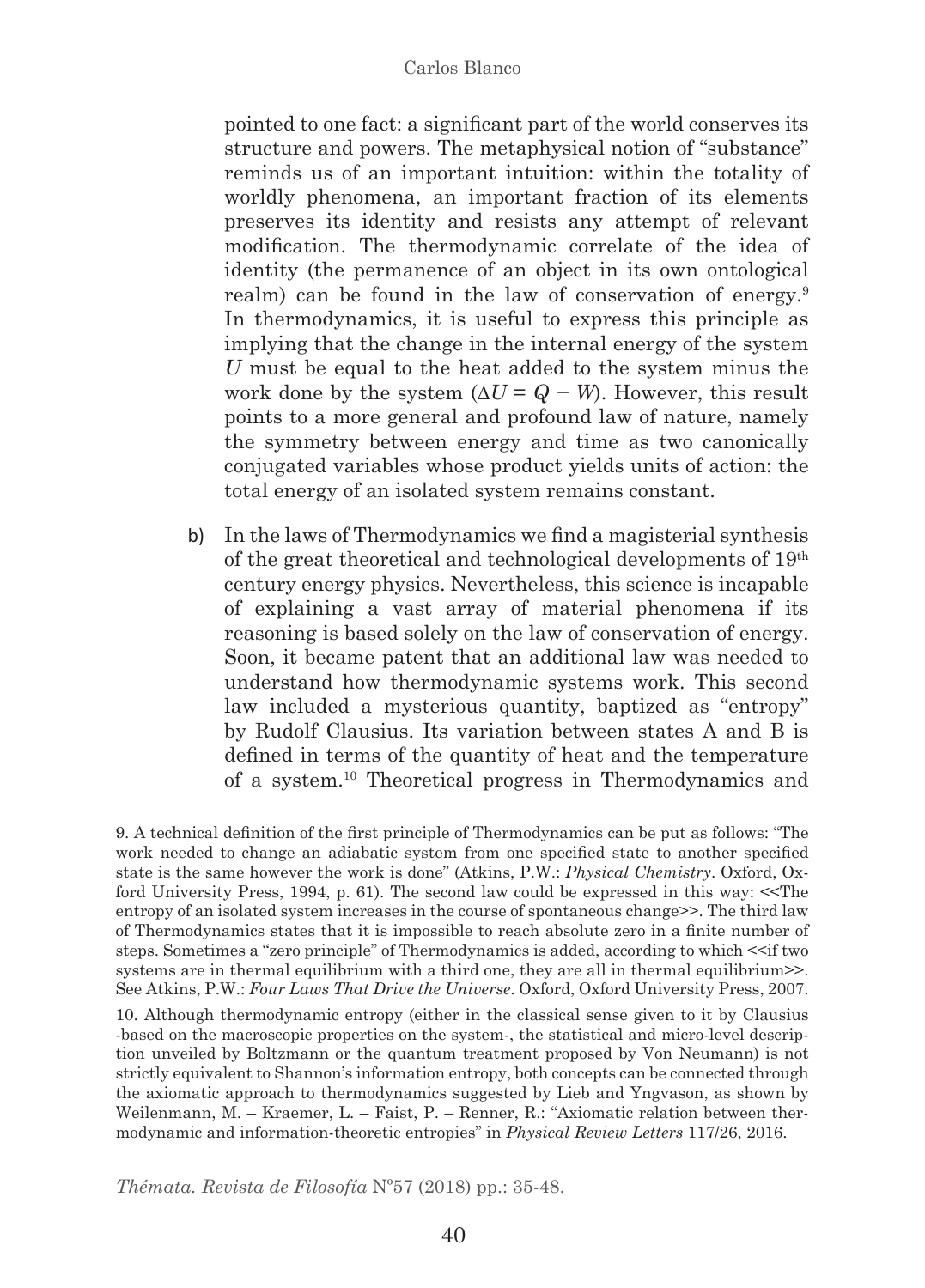pointed to one fact: a significant part of the world conserves its structure and powers. The metaphysical notion of "substance" reminds us of an important intuition: within the totality of worldly phenomena, an important fraction of its elements preserves its identity and resists any attempt of relevant modification. The thermodynamic correlate of the idea of identity (the permanence of an object in its own ontological realm) can be found in the law of conservation of energy.[9] In thermodynamics, it is useful to express this principle as implying that the change in the internal energy of the system $U$ must be equal to the heat added to the system minus the work done by the system ($\Delta U = Q - W$). However, this result points to a more general and profound law of nature, namely the symmetry between energy and time as two canonically conjugated variables whose product yields units of action: the total energy of an isolated system remains constant.

b) In the laws of Thermodynamics we find a magisterial synthesis of the great theoretical and technological developments of 19th century energy physics. Nevertheless, this science is incapable of explaining a vast array of material phenomena if its reasoning is based solely on the law of conservation of energy. Soon, it became patent that an additional law was needed to understand how thermodynamic systems work. This second law included a mysterious quantity, baptized as "entropy" by Rudolf Clausius. Its variation between states A and B is defined in terms of the quantity of heat and the temperature of a system.[10] Theoretical progress in Thermodynamics and

9. A technical definition of the first principle of Thermodynamics can be put as follows: "The work needed to change an adiabatic system from one specified state to another specified state is the same however the work is done" (Atkins, P.W.: *Physical Chemistry*. Oxford, Oxford University Press, 1994, p. 61). The second law could be expressed in this way: <<The entropy of an isolated system increases in the course of spontaneous change>>. The third law of Thermodynamics states that it is impossible to reach absolute zero in a finite number of steps. Sometimes a "zero principle" of Thermodynamics is added, according to which <<if two systems are in thermal equilibrium with a third one, they are all in thermal equilibrium>>. See Atkins, P.W.: *Four Laws That Drive the Universe*. Oxford, Oxford University Press, 2007.

10. Although thermodynamic entropy (either in the classical sense given to it by Clausius -based on the macroscopic properties on the system-, the statistical and micro-level description unveiled by Boltzmann or the quantum treatment proposed by Von Neumann) is not strictly equivalent to Shannon's information entropy, both concepts can be connected through the axiomatic approach to thermodynamics suggested by Lieb and Yngvason, as shown by Weilenmann, M. – Kraemer, L. – Faist, P. – Renner, R.: "Axiomatic relation between thermodynamic and information-theoretic entropies" in *Physical Review Letters* 117/26, 2016.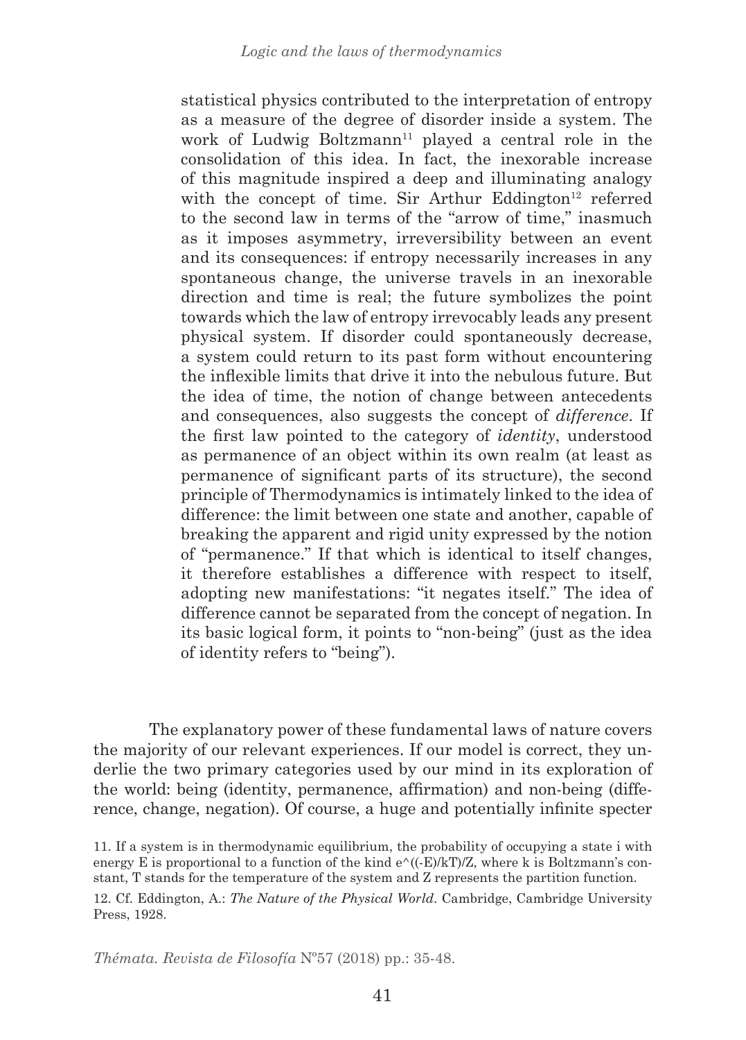statistical physics contributed to the interpretation of entropy as a measure of the degree of disorder inside a system. The work of Ludwig Boltzmann[11] played a central role in the consolidation of this idea. In fact, the inexorable increase of this magnitude inspired a deep and illuminating analogy with the concept of time. Sir Arthur Eddington[12] referred to the second law in terms of the "arrow of time," inasmuch as it imposes asymmetry, irreversibility between an event and its consequences: if entropy necessarily increases in any spontaneous change, the universe travels in an inexorable direction and time is real; the future symbolizes the point towards which the law of entropy irrevocably leads any present physical system. If disorder could spontaneously decrease, a system could return to its past form without encountering the inflexible limits that drive it into the nebulous future. But the idea of time, the notion of change between antecedents and consequences, also suggests the concept of *difference*. If the first law pointed to the category of *identity*, understood as permanence of an object within its own realm (at least as permanence of significant parts of its structure), the second principle of Thermodynamics is intimately linked to the idea of difference: the limit between one state and another, capable of breaking the apparent and rigid unity expressed by the notion of "permanence." If that which is identical to itself changes, it therefore establishes a difference with respect to itself, adopting new manifestations: "it negates itself." The idea of difference cannot be separated from the concept of negation. In its basic logical form, it points to "non-being" (just as the idea of identity refers to "being").

The explanatory power of these fundamental laws of nature covers the majority of our relevant experiences. If our model is correct, they underlie the two primary categories used by our mind in its exploration of the world: being (identity, permanence, affirmation) and non-being (difference, change, negation). Of course, a huge and potentially infinite specter

11. If a system is in thermodynamic equilibrium, the probability of occupying a state i with energy E is proportional to a function of the kind $e^{((-E)/kT)}/Z$, where k is Boltzmann's constant, T stands for the temperature of the system and Z represents the partition function.

12. Cf. Eddington, A.: *The Nature of the Physical World*. Cambridge, Cambridge University Press, 1928.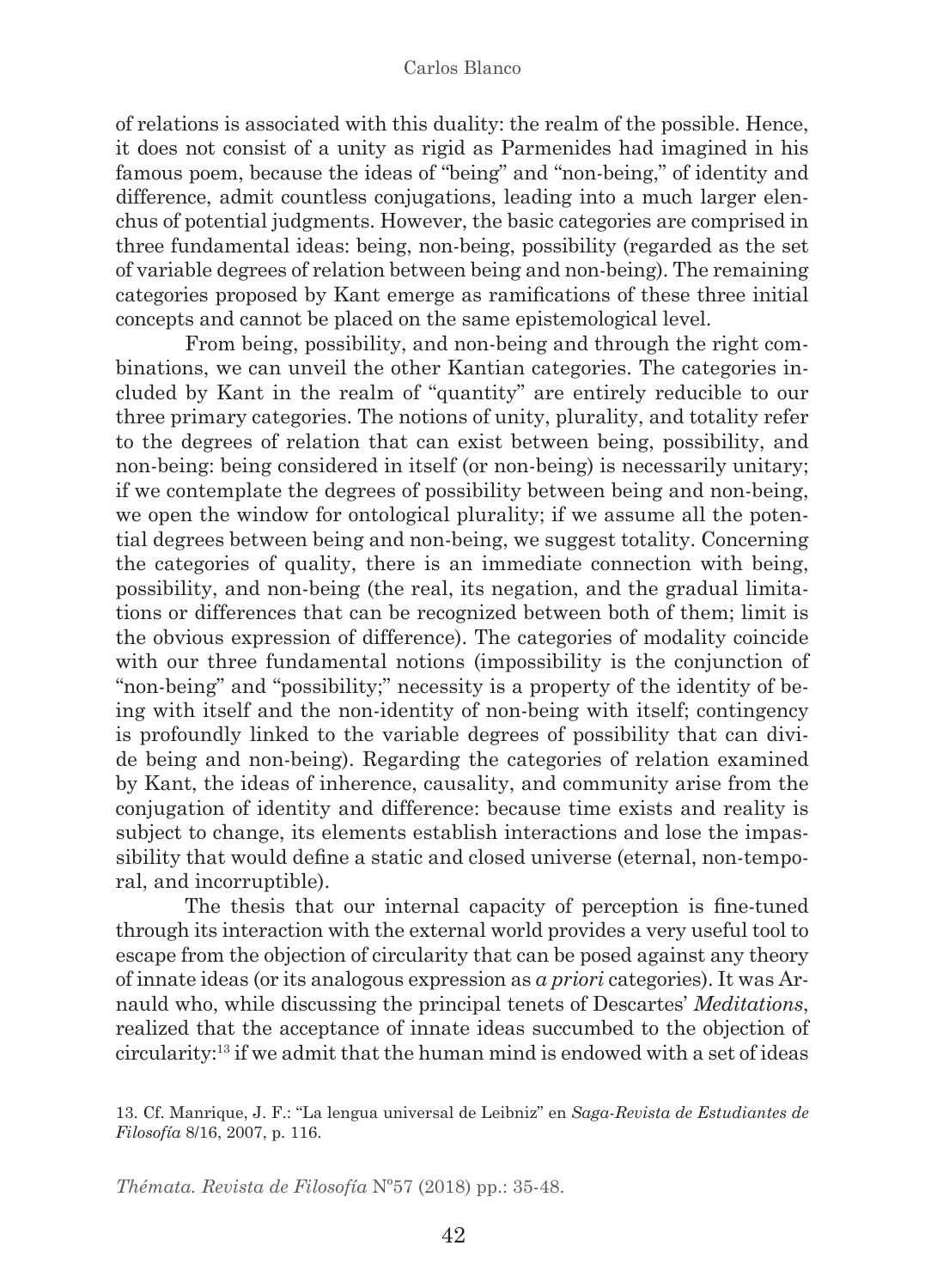of relations is associated with this duality: the realm of the possible. Hence, it does not consist of a unity as rigid as Parmenides had imagined in his famous poem, because the ideas of "being" and "non-being," of identity and difference, admit countless conjugations, leading into a much larger elenchus of potential judgments. However, the basic categories are comprised in three fundamental ideas: being, non-being, possibility (regarded as the set of variable degrees of relation between being and non-being). The remaining categories proposed by Kant emerge as ramifications of these three initial concepts and cannot be placed on the same epistemological level.

From being, possibility, and non-being and through the right combinations, we can unveil the other Kantian categories. The categories included by Kant in the realm of "quantity" are entirely reducible to our three primary categories. The notions of unity, plurality, and totality refer to the degrees of relation that can exist between being, possibility, and non-being: being considered in itself (or non-being) is necessarily unitary; if we contemplate the degrees of possibility between being and non-being, we open the window for ontological plurality; if we assume all the potential degrees between being and non-being, we suggest totality. Concerning the categories of quality, there is an immediate connection with being, possibility, and non-being (the real, its negation, and the gradual limitations or differences that can be recognized between both of them; limit is the obvious expression of difference). The categories of modality coincide with our three fundamental notions (impossibility is the conjunction of "non-being" and "possibility;" necessity is a property of the identity of being with itself and the non-identity of non-being with itself; contingency is profoundly linked to the variable degrees of possibility that can divide being and non-being). Regarding the categories of relation examined by Kant, the ideas of inherence, causality, and community arise from the conjugation of identity and difference: because time exists and reality is subject to change, its elements establish interactions and lose the impassibility that would define a static and closed universe (eternal, non-temporal, and incorruptible).

The thesis that our internal capacity of perception is fine-tuned through its interaction with the external world provides a very useful tool to escape from the objection of circularity that can be posed against any theory of innate ideas (or its analogous expression as *a priori* categories). It was Arnauld who, while discussing the principal tenets of Descartes' *Meditations*, realized that the acceptance of innate ideas succumbed to the objection of circularity:[13] if we admit that the human mind is endowed with a set of ideas

13. Cf. Manrique, J. F.: "La lengua universal de Leibniz" en *Saga-Revista de Estudiantes de Filosofía* 8/16, 2007, p. 116.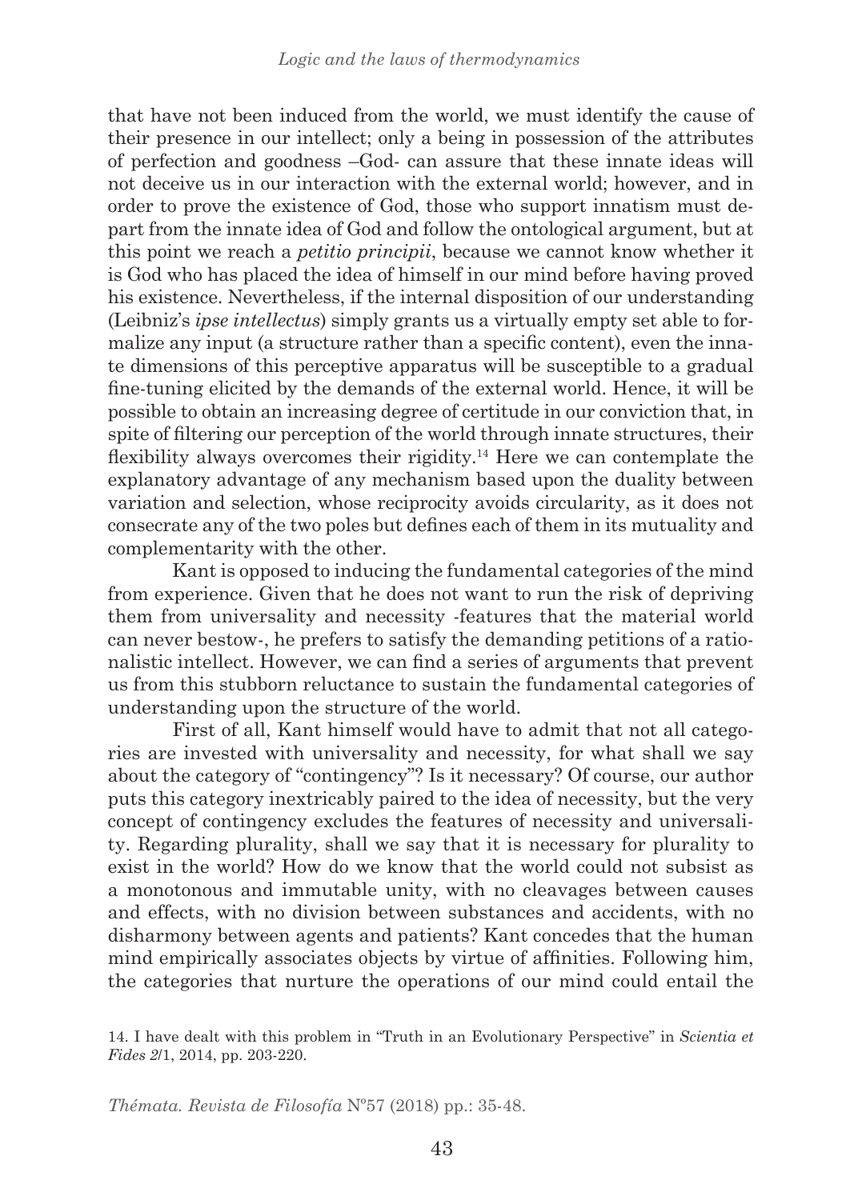that have not been induced from the world, we must identify the cause of their presence in our intellect; only a being in possession of the attributes of perfection and goodness –God- can assure that these innate ideas will not deceive us in our interaction with the external world; however, and in order to prove the existence of God, those who support innatism must depart from the innate idea of God and follow the ontological argument, but at this point we reach a *petitio principii*, because we cannot know whether it is God who has placed the idea of himself in our mind before having proved his existence. Nevertheless, if the internal disposition of our understanding (Leibniz's *ipse intellectus*) simply grants us a virtually empty set able to formalize any input (a structure rather than a specific content), even the innate dimensions of this perceptive apparatus will be susceptible to a gradual fine-tuning elicited by the demands of the external world. Hence, it will be possible to obtain an increasing degree of certitude in our conviction that, in spite of filtering our perception of the world through innate structures, their flexibility always overcomes their rigidity.[14] Here we can contemplate the explanatory advantage of any mechanism based upon the duality between variation and selection, whose reciprocity avoids circularity, as it does not consecrate any of the two poles but defines each of them in its mutuality and complementarity with the other.

Kant is opposed to inducing the fundamental categories of the mind from experience. Given that he does not want to run the risk of depriving them from universality and necessity -features that the material world can never bestow-, he prefers to satisfy the demanding petitions of a rationalistic intellect. However, we can find a series of arguments that prevent us from this stubborn reluctance to sustain the fundamental categories of understanding upon the structure of the world.

First of all, Kant himself would have to admit that not all categories are invested with universality and necessity, for what shall we say about the category of "contingency"? Is it necessary? Of course, our author puts this category inextricably paired to the idea of necessity, but the very concept of contingency excludes the features of necessity and universality. Regarding plurality, shall we say that it is necessary for plurality to exist in the world? How do we know that the world could not subsist as a monotonous and immutable unity, with no cleavages between causes and effects, with no division between substances and accidents, with no disharmony between agents and patients? Kant concedes that the human mind empirically associates objects by virtue of affinities. Following him, the categories that nurture the operations of our mind could entail the

14. I have dealt with this problem in "Truth in an Evolutionary Perspective" in *Scientia et Fides 2*/1, 2014, pp. 203-220.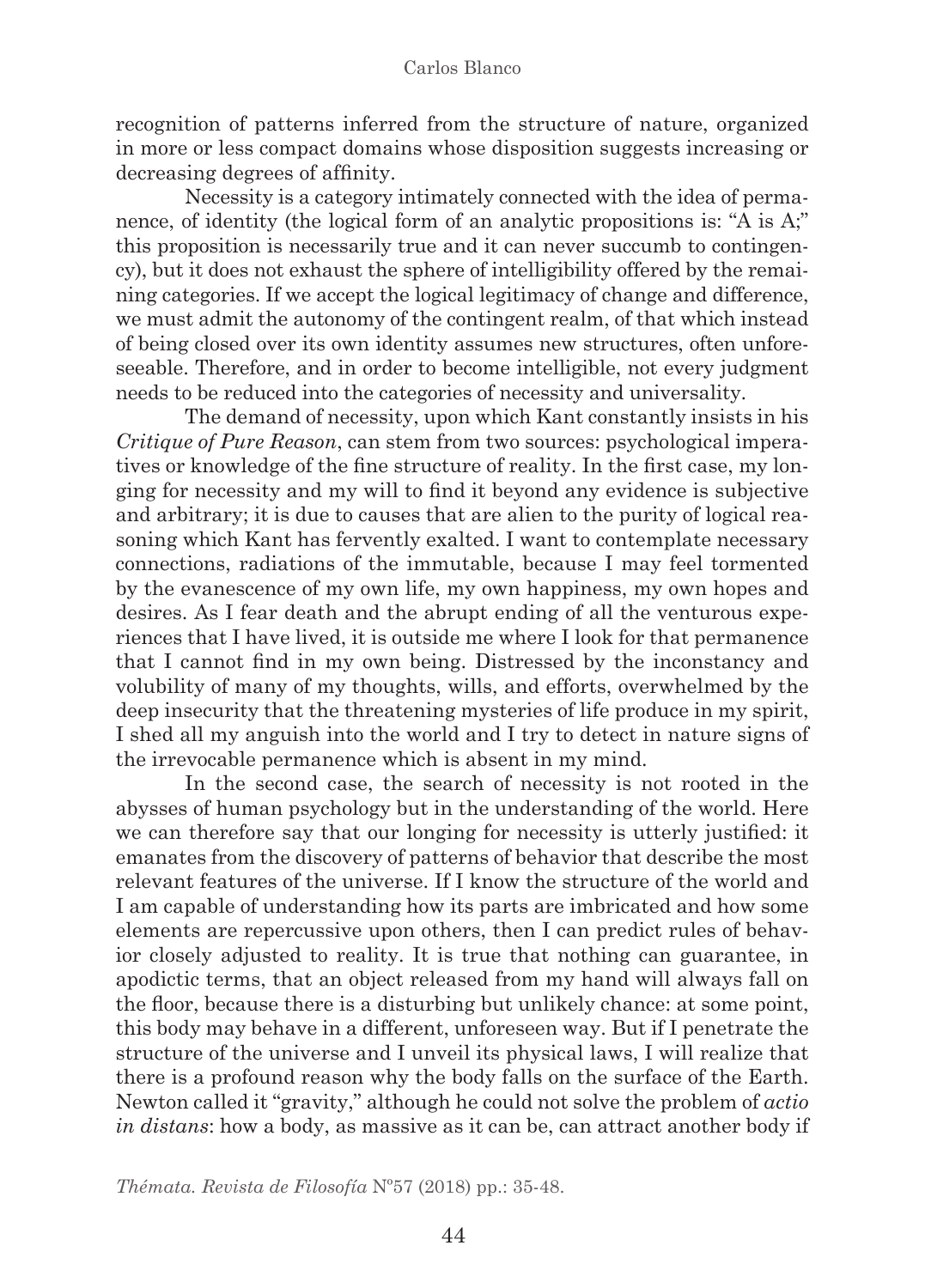recognition of patterns inferred from the structure of nature, organized in more or less compact domains whose disposition suggests increasing or decreasing degrees of affinity.

Necessity is a category intimately connected with the idea of permanence, of identity (the logical form of an analytic propositions is: "A is A;" this proposition is necessarily true and it can never succumb to contingency), but it does not exhaust the sphere of intelligibility offered by the remaining categories. If we accept the logical legitimacy of change and difference, we must admit the autonomy of the contingent realm, of that which instead of being closed over its own identity assumes new structures, often unforeseeable. Therefore, and in order to become intelligible, not every judgment needs to be reduced into the categories of necessity and universality.

The demand of necessity, upon which Kant constantly insists in his *Critique of Pure Reason*, can stem from two sources: psychological imperatives or knowledge of the fine structure of reality. In the first case, my longing for necessity and my will to find it beyond any evidence is subjective and arbitrary; it is due to causes that are alien to the purity of logical reasoning which Kant has fervently exalted. I want to contemplate necessary connections, radiations of the immutable, because I may feel tormented by the evanescence of my own life, my own happiness, my own hopes and desires. As I fear death and the abrupt ending of all the venturous experiences that I have lived, it is outside me where I look for that permanence that I cannot find in my own being. Distressed by the inconstancy and volubility of many of my thoughts, wills, and efforts, overwhelmed by the deep insecurity that the threatening mysteries of life produce in my spirit, I shed all my anguish into the world and I try to detect in nature signs of the irrevocable permanence which is absent in my mind.

In the second case, the search of necessity is not rooted in the abysses of human psychology but in the understanding of the world. Here we can therefore say that our longing for necessity is utterly justified: it emanates from the discovery of patterns of behavior that describe the most relevant features of the universe. If I know the structure of the world and I am capable of understanding how its parts are imbricated and how some elements are repercussive upon others, then I can predict rules of behavior closely adjusted to reality. It is true that nothing can guarantee, in apodictic terms, that an object released from my hand will always fall on the floor, because there is a disturbing but unlikely chance: at some point, this body may behave in a different, unforeseen way. But if I penetrate the structure of the universe and I unveil its physical laws, I will realize that there is a profound reason why the body falls on the surface of the Earth. Newton called it "gravity," although he could not solve the problem of *actio in distans*: how a body, as massive as it can be, can attract another body if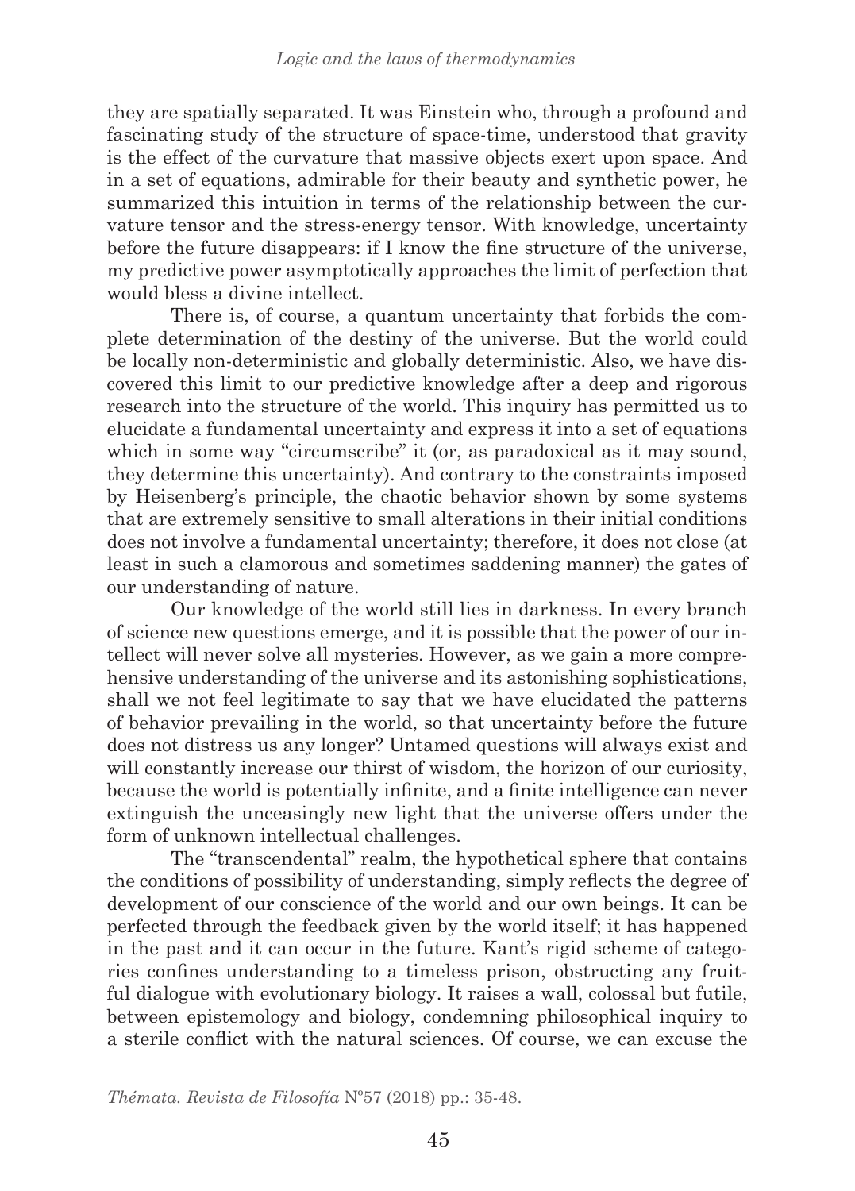they are spatially separated. It was Einstein who, through a profound and fascinating study of the structure of space-time, understood that gravity is the effect of the curvature that massive objects exert upon space. And in a set of equations, admirable for their beauty and synthetic power, he summarized this intuition in terms of the relationship between the curvature tensor and the stress-energy tensor. With knowledge, uncertainty before the future disappears: if I know the fine structure of the universe, my predictive power asymptotically approaches the limit of perfection that would bless a divine intellect.

There is, of course, a quantum uncertainty that forbids the complete determination of the destiny of the universe. But the world could be locally non-deterministic and globally deterministic. Also, we have discovered this limit to our predictive knowledge after a deep and rigorous research into the structure of the world. This inquiry has permitted us to elucidate a fundamental uncertainty and express it into a set of equations which in some way "circumscribe" it (or, as paradoxical as it may sound, they determine this uncertainty). And contrary to the constraints imposed by Heisenberg's principle, the chaotic behavior shown by some systems that are extremely sensitive to small alterations in their initial conditions does not involve a fundamental uncertainty; therefore, it does not close (at least in such a clamorous and sometimes saddening manner) the gates of our understanding of nature.

Our knowledge of the world still lies in darkness. In every branch of science new questions emerge, and it is possible that the power of our intellect will never solve all mysteries. However, as we gain a more comprehensive understanding of the universe and its astonishing sophistications, shall we not feel legitimate to say that we have elucidated the patterns of behavior prevailing in the world, so that uncertainty before the future does not distress us any longer? Untamed questions will always exist and will constantly increase our thirst of wisdom, the horizon of our curiosity, because the world is potentially infinite, and a finite intelligence can never extinguish the unceasingly new light that the universe offers under the form of unknown intellectual challenges.

The "transcendental" realm, the hypothetical sphere that contains the conditions of possibility of understanding, simply reflects the degree of development of our conscience of the world and our own beings. It can be perfected through the feedback given by the world itself; it has happened in the past and it can occur in the future. Kant's rigid scheme of categories confines understanding to a timeless prison, obstructing any fruitful dialogue with evolutionary biology. It raises a wall, colossal but futile, between epistemology and biology, condemning philosophical inquiry to a sterile conflict with the natural sciences. Of course, we can excuse the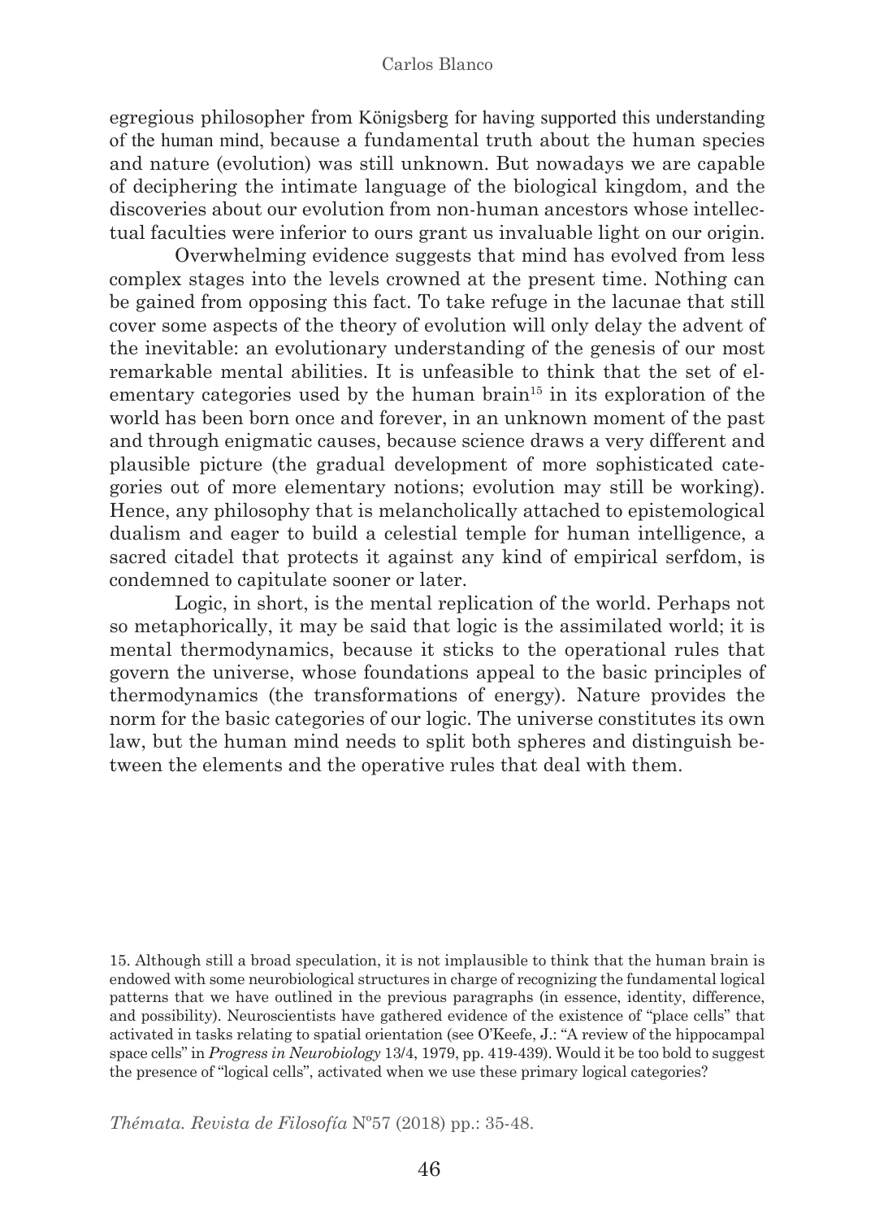egregious philosopher from Königsberg for having supported this understanding of the human mind, because a fundamental truth about the human species and nature (evolution) was still unknown. But nowadays we are capable of deciphering the intimate language of the biological kingdom, and the discoveries about our evolution from non-human ancestors whose intellectual faculties were inferior to ours grant us invaluable light on our origin.

Overwhelming evidence suggests that mind has evolved from less complex stages into the levels crowned at the present time. Nothing can be gained from opposing this fact. To take refuge in the lacunae that still cover some aspects of the theory of evolution will only delay the advent of the inevitable: an evolutionary understanding of the genesis of our most remarkable mental abilities. It is unfeasible to think that the set of elementary categories used by the human brain[15] in its exploration of the world has been born once and forever, in an unknown moment of the past and through enigmatic causes, because science draws a very different and plausible picture (the gradual development of more sophisticated categories out of more elementary notions; evolution may still be working). Hence, any philosophy that is melancholically attached to epistemological dualism and eager to build a celestial temple for human intelligence, a sacred citadel that protects it against any kind of empirical serfdom, is condemned to capitulate sooner or later.

Logic, in short, is the mental replication of the world. Perhaps not so metaphorically, it may be said that logic is the assimilated world; it is mental thermodynamics, because it sticks to the operational rules that govern the universe, whose foundations appeal to the basic principles of thermodynamics (the transformations of energy). Nature provides the norm for the basic categories of our logic. The universe constitutes its own law, but the human mind needs to split both spheres and distinguish between the elements and the operative rules that deal with them.

15. Although still a broad speculation, it is not implausible to think that the human brain is endowed with some neurobiological structures in charge of recognizing the fundamental logical patterns that we have outlined in the previous paragraphs (in essence, identity, difference, and possibility). Neuroscientists have gathered evidence of the existence of "place cells" that activated in tasks relating to spatial orientation (see O'Keefe, J.: "A review of the hippocampal space cells" in *Progress in Neurobiology* 13/4, 1979, pp. 419-439). Would it be too bold to suggest the presence of "logical cells", activated when we use these primary logical categories?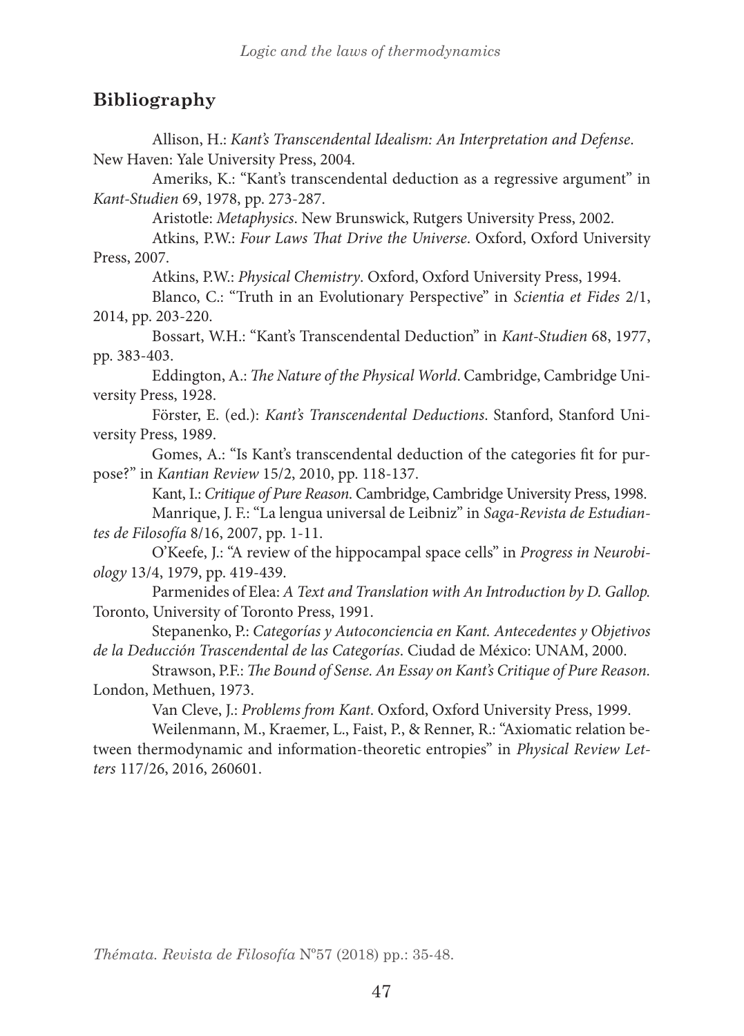## Bibliography

Allison, H.: *Kant's Transcendental Idealism: An Interpretation and Defense*. New Haven: Yale University Press, 2004.

Ameriks, K.: "Kant's transcendental deduction as a regressive argument" in *Kant-Studien* 69, 1978, pp. 273-287.

Aristotle: *Metaphysics*. New Brunswick, Rutgers University Press, 2002.

Atkins, P.W.: *Four Laws That Drive the Universe*. Oxford, Oxford University Press, 2007.

Atkins, P.W.: *Physical Chemistry*. Oxford, Oxford University Press, 1994.

Blanco, C.: "Truth in an Evolutionary Perspective" in *Scientia et Fides* 2/1, 2014, pp. 203-220.

Bossart, W.H.: "Kant's Transcendental Deduction" in *Kant-Studien* 68, 1977, pp. 383-403.

Eddington, A.: *The Nature of the Physical World*. Cambridge, Cambridge University Press, 1928.

Förster, E. (ed.): *Kant's Transcendental Deductions*. Stanford, Stanford University Press, 1989.

Gomes, A.: "Is Kant's transcendental deduction of the categories fit for purpose?" in *Kantian Review* 15/2, 2010, pp. 118-137.

Kant, I.: *Critique of Pure Reason*. Cambridge, Cambridge University Press, 1998.

Manrique, J. F.: "La lengua universal de Leibniz" in *Saga-Revista de Estudiantes de Filosofía* 8/16, 2007, pp. 1-11.

O'Keefe, J.: "A review of the hippocampal space cells" in *Progress in Neurobiology* 13/4, 1979, pp. 419-439.

Parmenides of Elea: *A Text and Translation with An Introduction by D. Gallop.* Toronto, University of Toronto Press, 1991.

Stepanenko, P.: *Categorías y Autoconciencia en Kant. Antecedentes y Objetivos de la Deducción Trascendental de las Categorías*. Ciudad de México: UNAM, 2000.

Strawson, P.F.: *The Bound of Sense. An Essay on Kant's Critique of Pure Reason*. London, Methuen, 1973.

Van Cleve, J.: *Problems from Kant*. Oxford, Oxford University Press, 1999.

Weilenmann, M., Kraemer, L., Faist, P., & Renner, R.: "Axiomatic relation between thermodynamic and information-theoretic entropies" in *Physical Review Letters* 117/26, 2016, 260601.